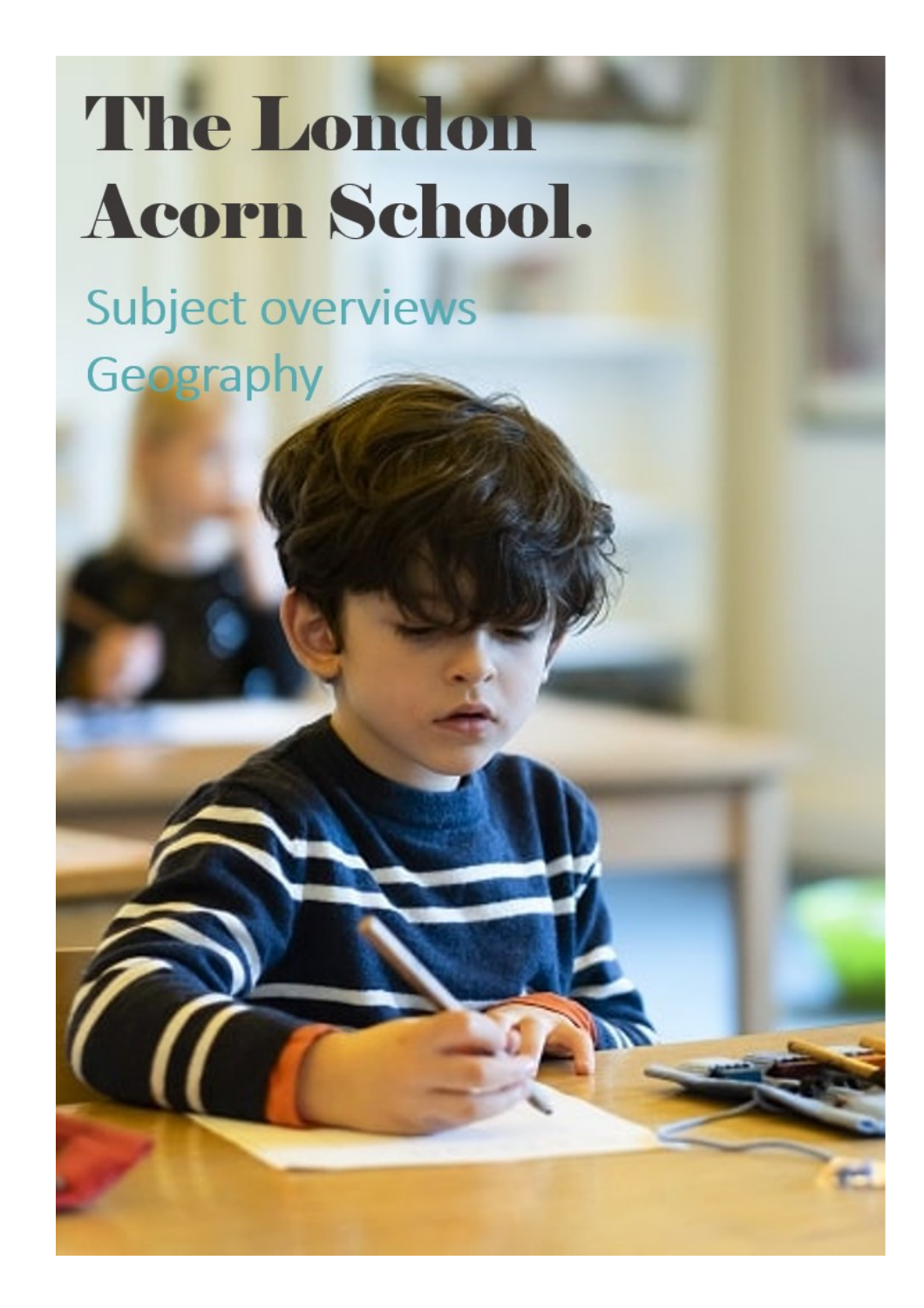# The London Acorn School.

Subject overviews

Geography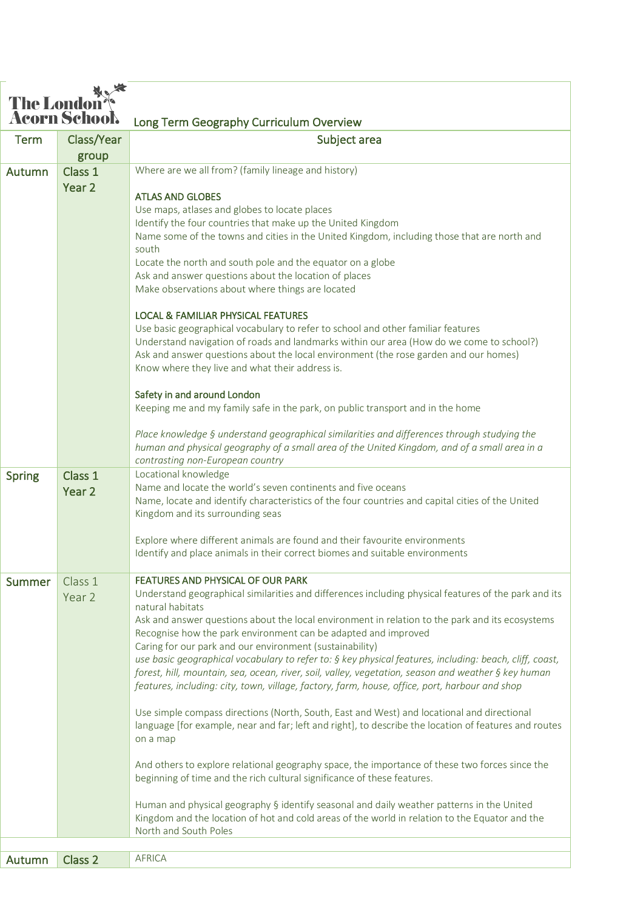# The London Acorn School

## Long Term Geography Curriculum Overview

| Term | Class/Year group | Subject area |
|---|---|---|
| **Autumn** | **Class 1**<br>**Year 2** | Where are we all from? (family lineage and history)<br><br>ATLAS AND GLOBES<br>Use maps, atlases and globes to locate places<br>Identify the four countries that make up the United Kingdom<br>Name some of the towns and cities in the United Kingdom, including those that are north and south<br>Locate the north and south pole and the equator on a globe<br>Ask and answer questions about the location of places<br>Make observations about where things are located<br><br>LOCAL & FAMILIAR PHYSICAL FEATURES<br>Use basic geographical vocabulary to refer to school and other familiar features<br>Understand navigation of roads and landmarks within our area (How do we come to school?)<br>Ask and answer questions about the local environment (the rose garden and our homes)<br>Know where they live and what their address is.<br><br>Safety in and around London<br>Keeping me and my family safe in the park, on public transport and in the home<br><br>*Place knowledge § understand geographical similarities and differences through studying the human and physical geography of a small area of the United Kingdom, and of a small area in a contrasting non-European country* |
| **Spring** | **Class 1**<br>**Year 2** | Locational knowledge<br>Name and locate the world's seven continents and five oceans<br>Name, locate and identify characteristics of the four countries and capital cities of the United Kingdom and its surrounding seas<br><br>Explore where different animals are found and their favourite environments<br>Identify and place animals in their correct biomes and suitable environments |
| **Summer** | Class 1<br>Year 2 | FEATURES AND PHYSICAL OF OUR PARK<br>Understand geographical similarities and differences including physical features of the park and its natural habitats<br>Ask and answer questions about the local environment in relation to the park and its ecosystems<br>Recognise how the park environment can be adapted and improved<br>Caring for our park and our environment (sustainability)<br>*use basic geographical vocabulary to refer to: § key physical features, including: beach, cliff, coast, forest, hill, mountain, sea, ocean, river, soil, valley, vegetation, season and weather § key human features, including: city, town, village, factory, farm, house, office, port, harbour and shop*<br><br>Use simple compass directions (North, South, East and West) and locational and directional language [for example, near and far; left and right], to describe the location of features and routes on a map<br><br>And others to explore relational geography space, the importance of these two forces since the beginning of time and the rich cultural significance of these features.<br><br>Human and physical geography § identify seasonal and daily weather patterns in the United Kingdom and the location of hot and cold areas of the world in relation to the Equator and the North and South Poles |
| | | |
| **Autumn** | **Class 2** | AFRICA |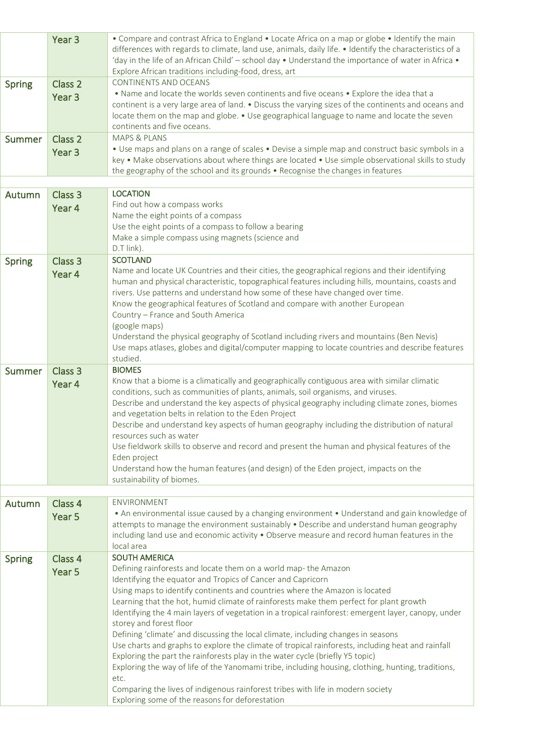| | | |
|---|---|---|
| | Year 3 | • Compare and contrast Africa to England • Locate Africa on a map or globe • Identify the main differences with regards to climate, land use, animals, daily life. • Identify the characteristics of a 'day in the life of an African Child' – school day • Understand the importance of water in Africa • Explore African traditions including-food, dress, art |
| Spring | Class 2<br>Year 3 | CONTINENTS AND OCEANS<br>• Name and locate the worlds seven continents and five oceans • Explore the idea that a continent is a very large area of land. • Discuss the varying sizes of the continents and oceans and locate them on the map and globe. • Use geographical language to name and locate the seven continents and five oceans. |
| Summer | Class 2<br>Year 3 | MAPS & PLANS<br>• Use maps and plans on a range of scales • Devise a simple map and construct basic symbols in a key • Make observations about where things are located • Use simple observational skills to study the geography of the school and its grounds • Recognise the changes in features |
| | | |
| Autumn | Class 3<br>Year 4 | **LOCATION**<br>Find out how a compass works<br>Name the eight points of a compass<br>Use the eight points of a compass to follow a bearing<br>Make a simple compass using magnets (science and D.T link). |
| Spring | Class 3<br>Year 4 | **SCOTLAND**<br>Name and locate UK Countries and their cities, the geographical regions and their identifying human and physical characteristic, topographical features including hills, mountains, coasts and rivers. Use patterns and understand how some of these have changed over time.<br>Know the geographical features of Scotland and compare with another European Country – France and South America<br>(google maps)<br>Understand the physical geography of Scotland including rivers and mountains (Ben Nevis)<br>Use maps atlases, globes and digital/computer mapping to locate countries and describe features studied. |
| Summer | Class 3<br>Year 4 | **BIOMES**<br>Know that a biome is a climatically and geographically contiguous area with similar climatic conditions, such as communities of plants, animals, soil organisms, and viruses.<br>Describe and understand the key aspects of physical geography including climate zones, biomes and vegetation belts in relation to the Eden Project<br>Describe and understand key aspects of human geography including the distribution of natural resources such as water<br>Use fieldwork skills to observe and record and present the human and physical features of the Eden project<br>Understand how the human features (and design) of the Eden project, impacts on the sustainability of biomes. |
| | | |
| Autumn | Class 4<br>Year 5 | ENVIRONMENT<br>• An environmental issue caused by a changing environment • Understand and gain knowledge of attempts to manage the environment sustainably • Describe and understand human geography including land use and economic activity • Observe measure and record human features in the local area |
| Spring | Class 4<br>Year 5 | **SOUTH AMERICA**<br>Defining rainforests and locate them on a world map- the Amazon<br>Identifying the equator and Tropics of Cancer and Capricorn<br>Using maps to identify continents and countries where the Amazon is located<br>Learning that the hot, humid climate of rainforests make them perfect for plant growth<br>Identifying the 4 main layers of vegetation in a tropical rainforest: emergent layer, canopy, under storey and forest floor<br>Defining 'climate' and discussing the local climate, including changes in seasons<br>Use charts and graphs to explore the climate of tropical rainforests, including heat and rainfall<br>Exploring the part the rainforests play in the water cycle (briefly Y5 topic)<br>Exploring the way of life of the Yanomami tribe, including housing, clothing, hunting, traditions, etc.<br>Comparing the lives of indigenous rainforest tribes with life in modern society<br>Exploring some of the reasons for deforestation |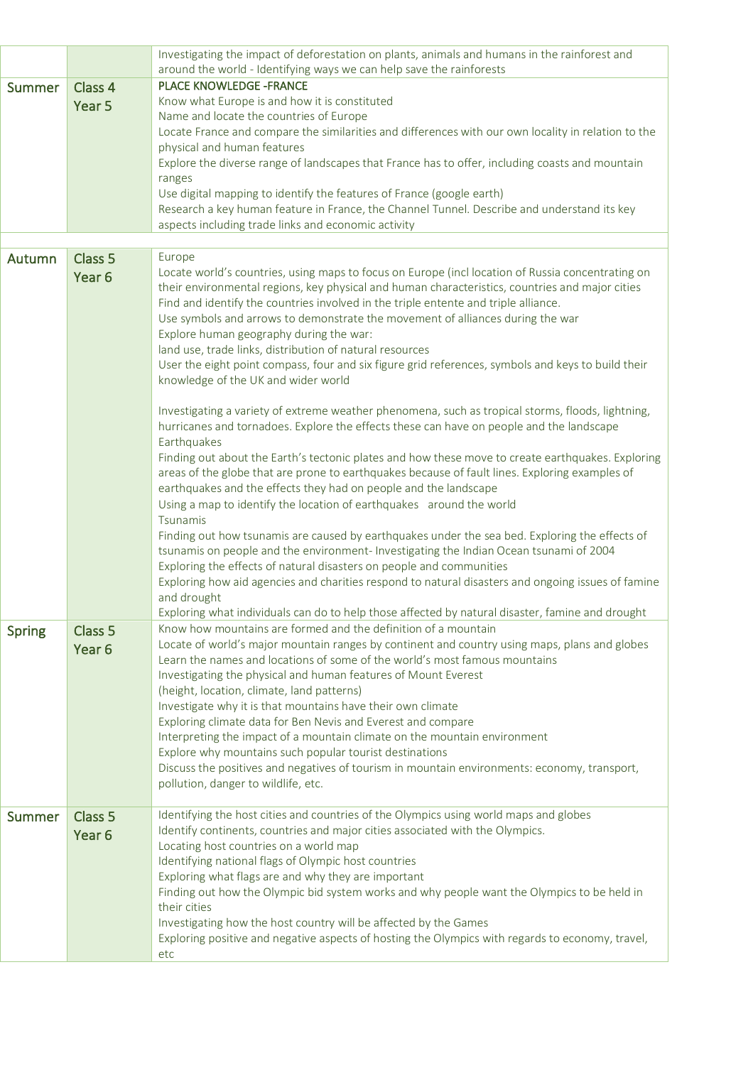| | | |
|---|---|---|
| | | Investigating the impact of deforestation on plants, animals and humans in the rainforest and around the world - Identifying ways we can help save the rainforests |
| Summer | Class 4 Year 5 | PLACE KNOWLEDGE -FRANCE<br>Know what Europe is and how it is constituted<br>Name and locate the countries of Europe<br>Locate France and compare the similarities and differences with our own locality in relation to the physical and human features<br>Explore the diverse range of landscapes that France has to offer, including coasts and mountain ranges<br>Use digital mapping to identify the features of France (google earth)<br>Research a key human feature in France, the Channel Tunnel. Describe and understand its key aspects including trade links and economic activity |
| | | |
| Autumn | Class 5 Year 6 | Europe<br>Locate world's countries, using maps to focus on Europe (incl location of Russia concentrating on their environmental regions, key physical and human characteristics, countries and major cities<br>Find and identify the countries involved in the triple entente and triple alliance.<br>Use symbols and arrows to demonstrate the movement of alliances during the war<br>Explore human geography during the war:<br>land use, trade links, distribution of natural resources<br>User the eight point compass, four and six figure grid references, symbols and keys to build their knowledge of the UK and wider world<br><br>Investigating a variety of extreme weather phenomena, such as tropical storms, floods, lightning, hurricanes and tornadoes. Explore the effects these can have on people and the landscape<br>Earthquakes<br>Finding out about the Earth's tectonic plates and how these move to create earthquakes. Exploring areas of the globe that are prone to earthquakes because of fault lines. Exploring examples of earthquakes and the effects they had on people and the landscape<br>Using a map to identify the location of earthquakes around the world<br>Tsunamis<br>Finding out how tsunamis are caused by earthquakes under the sea bed. Exploring the effects of tsunamis on people and the environment- Investigating the Indian Ocean tsunami of 2004<br>Exploring the effects of natural disasters on people and communities<br>Exploring how aid agencies and charities respond to natural disasters and ongoing issues of famine and drought<br>Exploring what individuals can do to help those affected by natural disaster, famine and drought |
| Spring | Class 5 Year 6 | Know how mountains are formed and the definition of a mountain<br>Locate of world's major mountain ranges by continent and country using maps, plans and globes<br>Learn the names and locations of some of the world's most famous mountains<br>Investigating the physical and human features of Mount Everest<br>(height, location, climate, land patterns)<br>Investigate why it is that mountains have their own climate<br>Exploring climate data for Ben Nevis and Everest and compare<br>Interpreting the impact of a mountain climate on the mountain environment<br>Explore why mountains such popular tourist destinations<br>Discuss the positives and negatives of tourism in mountain environments: economy, transport, pollution, danger to wildlife, etc. |
| Summer | Class 5 Year 6 | Identifying the host cities and countries of the Olympics using world maps and globes<br>Identify continents, countries and major cities associated with the Olympics.<br>Locating host countries on a world map<br>Identifying national flags of Olympic host countries<br>Exploring what flags are and why they are important<br>Finding out how the Olympic bid system works and why people want the Olympics to be held in their cities<br>Investigating how the host country will be affected by the Games<br>Exploring positive and negative aspects of hosting the Olympics with regards to economy, travel, etc |